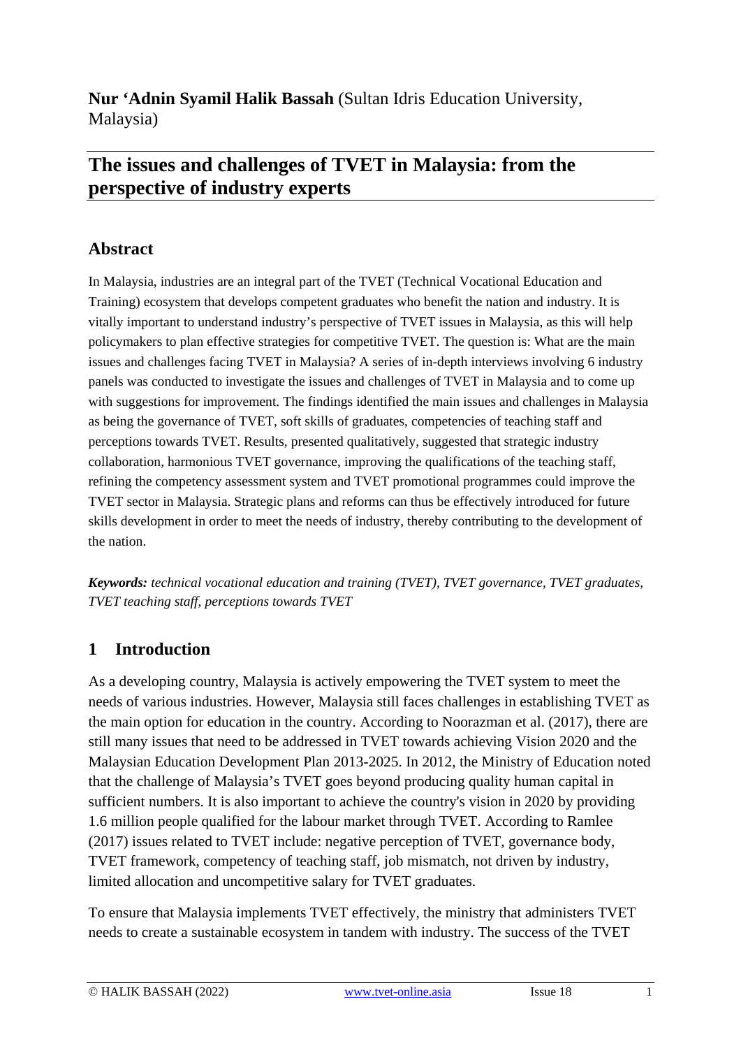**Nur 'Adnin Syamil Halik Bassah** (Sultan Idris Education University, Malaysia)

# The issues and challenges of TVET in Malaysia: from the perspective of industry experts

## Abstract

In Malaysia, industries are an integral part of the TVET (Technical Vocational Education and Training) ecosystem that develops competent graduates who benefit the nation and industry. It is vitally important to understand industry's perspective of TVET issues in Malaysia, as this will help policymakers to plan effective strategies for competitive TVET. The question is: What are the main issues and challenges facing TVET in Malaysia? A series of in-depth interviews involving 6 industry panels was conducted to investigate the issues and challenges of TVET in Malaysia and to come up with suggestions for improvement. The findings identified the main issues and challenges in Malaysia as being the governance of TVET, soft skills of graduates, competencies of teaching staff and perceptions towards TVET. Results, presented qualitatively, suggested that strategic industry collaboration, harmonious TVET governance, improving the qualifications of the teaching staff, refining the competency assessment system and TVET promotional programmes could improve the TVET sector in Malaysia. Strategic plans and reforms can thus be effectively introduced for future skills development in order to meet the needs of industry, thereby contributing to the development of the nation.

***Keywords:*** *technical vocational education and training (TVET), TVET governance, TVET graduates, TVET teaching staff, perceptions towards TVET*

## 1 Introduction

As a developing country, Malaysia is actively empowering the TVET system to meet the needs of various industries. However, Malaysia still faces challenges in establishing TVET as the main option for education in the country. According to Noorazman et al. (2017), there are still many issues that need to be addressed in TVET towards achieving Vision 2020 and the Malaysian Education Development Plan 2013-2025. In 2012, the Ministry of Education noted that the challenge of Malaysia's TVET goes beyond producing quality human capital in sufficient numbers. It is also important to achieve the country's vision in 2020 by providing 1.6 million people qualified for the labour market through TVET. According to Ramlee (2017) issues related to TVET include: negative perception of TVET, governance body, TVET framework, competency of teaching staff, job mismatch, not driven by industry, limited allocation and uncompetitive salary for TVET graduates.

To ensure that Malaysia implements TVET effectively, the ministry that administers TVET needs to create a sustainable ecosystem in tandem with industry. The success of the TVET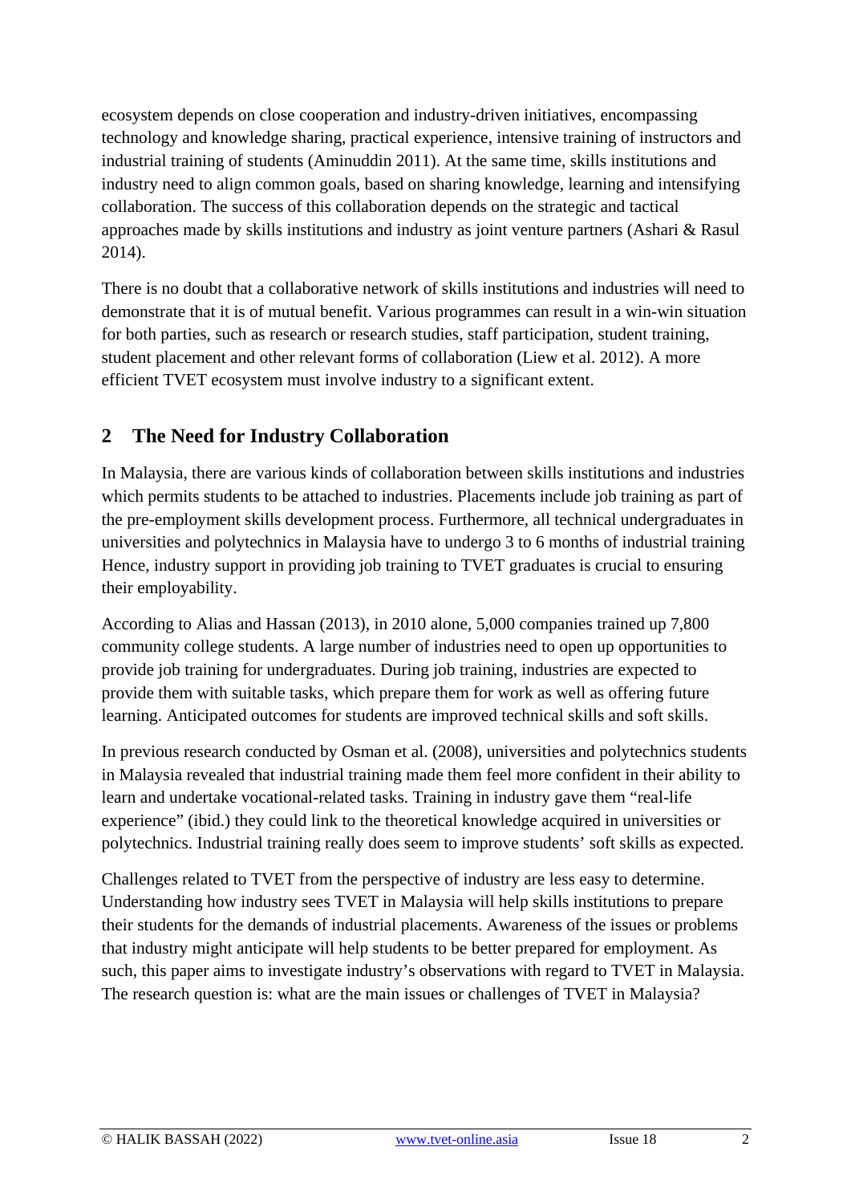ecosystem depends on close cooperation and industry-driven initiatives, encompassing technology and knowledge sharing, practical experience, intensive training of instructors and industrial training of students (Aminuddin 2011). At the same time, skills institutions and industry need to align common goals, based on sharing knowledge, learning and intensifying collaboration. The success of this collaboration depends on the strategic and tactical approaches made by skills institutions and industry as joint venture partners (Ashari & Rasul 2014).

There is no doubt that a collaborative network of skills institutions and industries will need to demonstrate that it is of mutual benefit. Various programmes can result in a win-win situation for both parties, such as research or research studies, staff participation, student training, student placement and other relevant forms of collaboration (Liew et al. 2012). A more efficient TVET ecosystem must involve industry to a significant extent.

## 2 The Need for Industry Collaboration

In Malaysia, there are various kinds of collaboration between skills institutions and industries which permits students to be attached to industries. Placements include job training as part of the pre-employment skills development process. Furthermore, all technical undergraduates in universities and polytechnics in Malaysia have to undergo 3 to 6 months of industrial training Hence, industry support in providing job training to TVET graduates is crucial to ensuring their employability.

According to Alias and Hassan (2013), in 2010 alone, 5,000 companies trained up 7,800 community college students. A large number of industries need to open up opportunities to provide job training for undergraduates. During job training, industries are expected to provide them with suitable tasks, which prepare them for work as well as offering future learning. Anticipated outcomes for students are improved technical skills and soft skills.

In previous research conducted by Osman et al. (2008), universities and polytechnics students in Malaysia revealed that industrial training made them feel more confident in their ability to learn and undertake vocational-related tasks. Training in industry gave them "real-life experience" (ibid.) they could link to the theoretical knowledge acquired in universities or polytechnics. Industrial training really does seem to improve students' soft skills as expected.

Challenges related to TVET from the perspective of industry are less easy to determine. Understanding how industry sees TVET in Malaysia will help skills institutions to prepare their students for the demands of industrial placements. Awareness of the issues or problems that industry might anticipate will help students to be better prepared for employment. As such, this paper aims to investigate industry's observations with regard to TVET in Malaysia. The research question is: what are the main issues or challenges of TVET in Malaysia?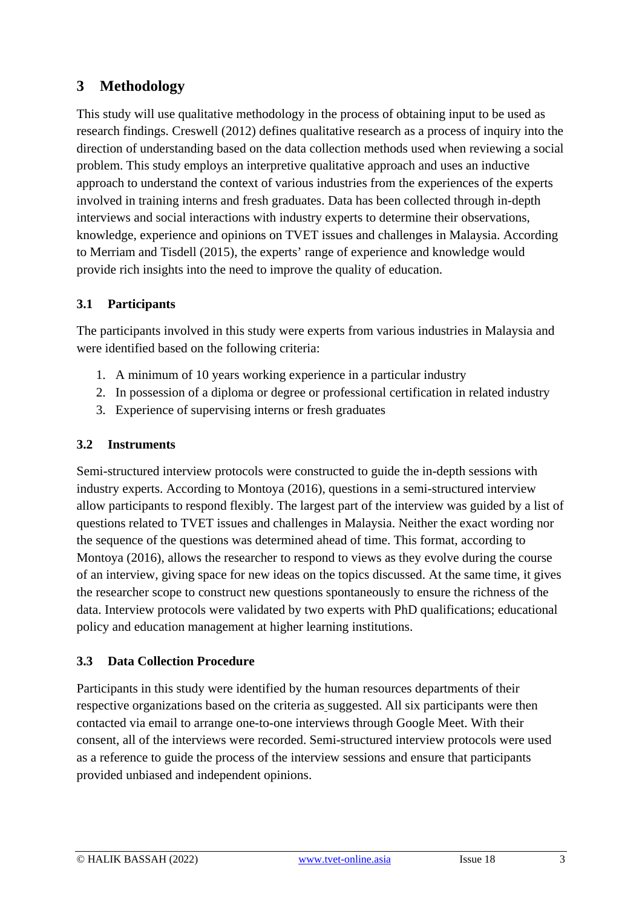# 3 Methodology

This study will use qualitative methodology in the process of obtaining input to be used as research findings. Creswell (2012) defines qualitative research as a process of inquiry into the direction of understanding based on the data collection methods used when reviewing a social problem. This study employs an interpretive qualitative approach and uses an inductive approach to understand the context of various industries from the experiences of the experts involved in training interns and fresh graduates. Data has been collected through in-depth interviews and social interactions with industry experts to determine their observations, knowledge, experience and opinions on TVET issues and challenges in Malaysia. According to Merriam and Tisdell (2015), the experts' range of experience and knowledge would provide rich insights into the need to improve the quality of education.

## 3.1 Participants

The participants involved in this study were experts from various industries in Malaysia and were identified based on the following criteria:

1. A minimum of 10 years working experience in a particular industry
2. In possession of a diploma or degree or professional certification in related industry
3. Experience of supervising interns or fresh graduates

## 3.2 Instruments

Semi-structured interview protocols were constructed to guide the in-depth sessions with industry experts. According to Montoya (2016), questions in a semi-structured interview allow participants to respond flexibly. The largest part of the interview was guided by a list of questions related to TVET issues and challenges in Malaysia. Neither the exact wording nor the sequence of the questions was determined ahead of time. This format, according to Montoya (2016), allows the researcher to respond to views as they evolve during the course of an interview, giving space for new ideas on the topics discussed. At the same time, it gives the researcher scope to construct new questions spontaneously to ensure the richness of the data. Interview protocols were validated by two experts with PhD qualifications; educational policy and education management at higher learning institutions.

## 3.3 Data Collection Procedure

Participants in this study were identified by the human resources departments of their respective organizations based on the criteria as suggested. All six participants were then contacted via email to arrange one-to-one interviews through Google Meet. With their consent, all of the interviews were recorded. Semi-structured interview protocols were used as a reference to guide the process of the interview sessions and ensure that participants provided unbiased and independent opinions.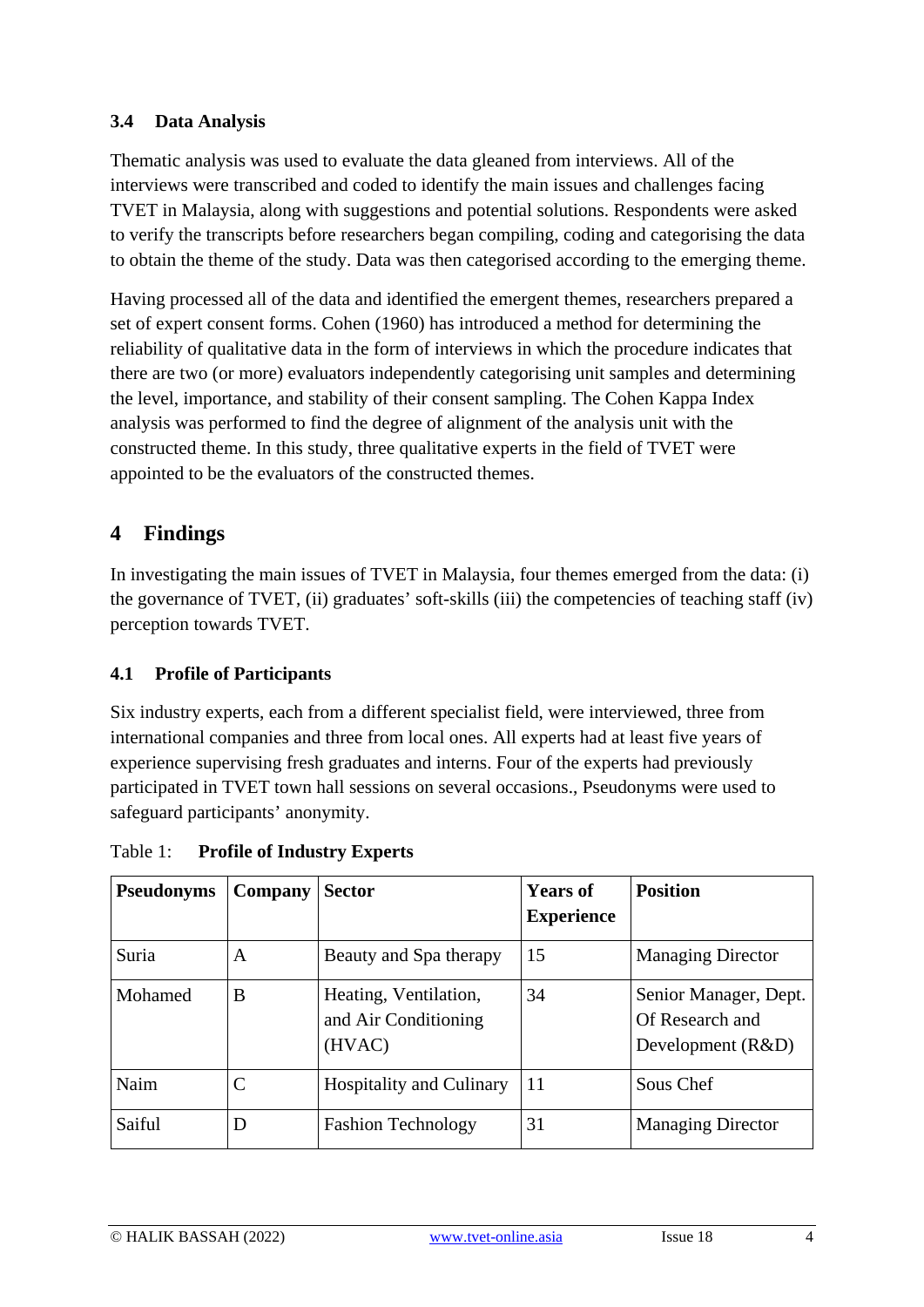### 3.4 Data Analysis

Thematic analysis was used to evaluate the data gleaned from interviews. All of the interviews were transcribed and coded to identify the main issues and challenges facing TVET in Malaysia, along with suggestions and potential solutions. Respondents were asked to verify the transcripts before researchers began compiling, coding and categorising the data to obtain the theme of the study. Data was then categorised according to the emerging theme.

Having processed all of the data and identified the emergent themes, researchers prepared a set of expert consent forms. Cohen (1960) has introduced a method for determining the reliability of qualitative data in the form of interviews in which the procedure indicates that there are two (or more) evaluators independently categorising unit samples and determining the level, importance, and stability of their consent sampling. The Cohen Kappa Index analysis was performed to find the degree of alignment of the analysis unit with the constructed theme. In this study, three qualitative experts in the field of TVET were appointed to be the evaluators of the constructed themes.

## 4 Findings

In investigating the main issues of TVET in Malaysia, four themes emerged from the data: (i) the governance of TVET, (ii) graduates' soft-skills (iii) the competencies of teaching staff (iv) perception towards TVET.

### 4.1 Profile of Participants

Six industry experts, each from a different specialist field, were interviewed, three from international companies and three from local ones. All experts had at least five years of experience supervising fresh graduates and interns. Four of the experts had previously participated in TVET town hall sessions on several occasions., Pseudonyms were used to safeguard participants' anonymity.

Table 1: **Profile of Industry Experts**

| Pseudonyms | Company | Sector | Years of Experience | Position |
|---|---|---|---|---|
| Suria | A | Beauty and Spa therapy | 15 | Managing Director |
| Mohamed | B | Heating, Ventilation, and Air Conditioning (HVAC) | 34 | Senior Manager, Dept. Of Research and Development (R&D) |
| Naim | C | Hospitality and Culinary | 11 | Sous Chef |
| Saiful | D | Fashion Technology | 31 | Managing Director |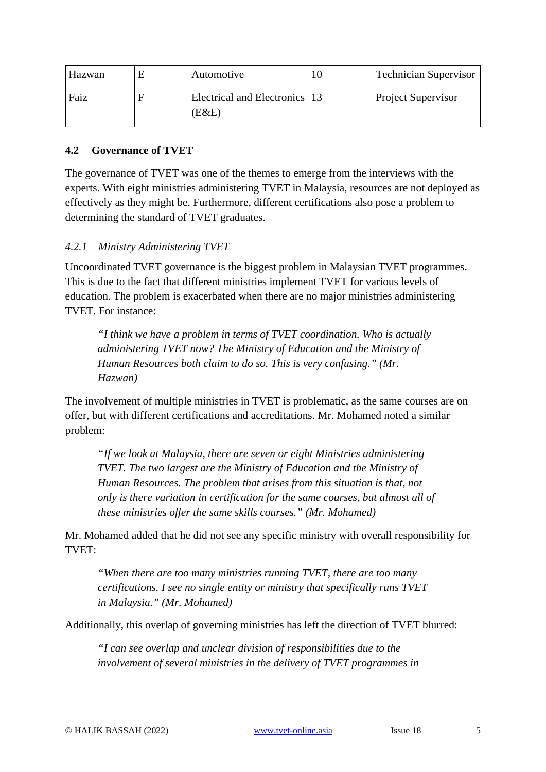| Hazwan | E | Automotive | 10 | Technician Supervisor |
|---|---|---|---|---|
| Faiz | F | Electrical and Electronics (E&E) | 13 | Project Supervisor |

## 4.2 Governance of TVET

The governance of TVET was one of the themes to emerge from the interviews with the experts. With eight ministries administering TVET in Malaysia, resources are not deployed as effectively as they might be. Furthermore, different certifications also pose a problem to determining the standard of TVET graduates.

### *4.2.1 Ministry Administering TVET*

Uncoordinated TVET governance is the biggest problem in Malaysian TVET programmes. This is due to the fact that different ministries implement TVET for various levels of education. The problem is exacerbated when there are no major ministries administering TVET. For instance:

> *"I think we have a problem in terms of TVET coordination. Who is actually administering TVET now? The Ministry of Education and the Ministry of Human Resources both claim to do so. This is very confusing." (Mr. Hazwan)*

The involvement of multiple ministries in TVET is problematic, as the same courses are on offer, but with different certifications and accreditations. Mr. Mohamed noted a similar problem:

> *"If we look at Malaysia, there are seven or eight Ministries administering TVET. The two largest are the Ministry of Education and the Ministry of Human Resources. The problem that arises from this situation is that, not only is there variation in certification for the same courses, but almost all of these ministries offer the same skills courses." (Mr. Mohamed)*

Mr. Mohamed added that he did not see any specific ministry with overall responsibility for TVET:

> *"When there are too many ministries running TVET, there are too many certifications. I see no single entity or ministry that specifically runs TVET in Malaysia." (Mr. Mohamed)*

Additionally, this overlap of governing ministries has left the direction of TVET blurred:

> *"I can see overlap and unclear division of responsibilities due to the involvement of several ministries in the delivery of TVET programmes in*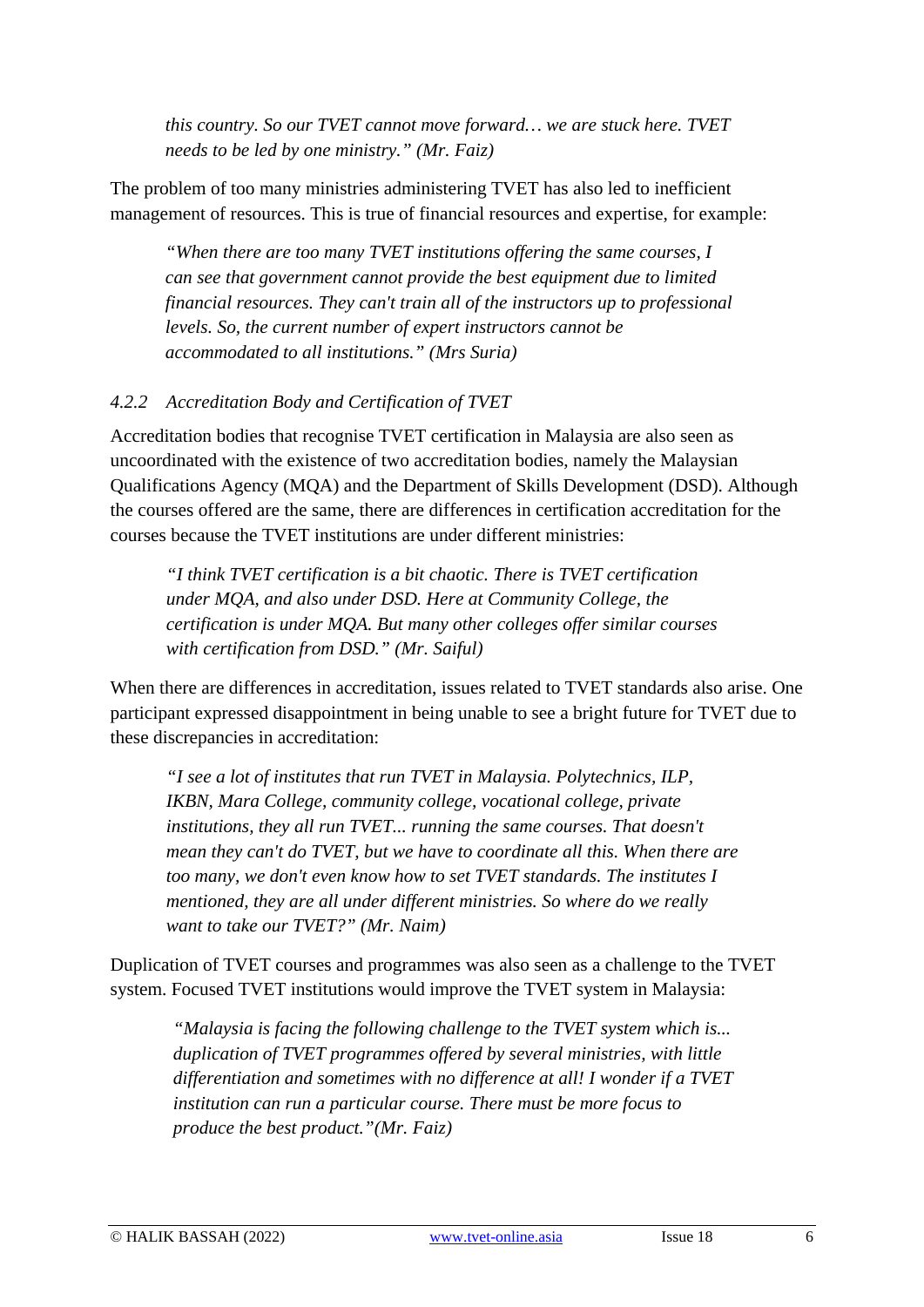> *this country. So our TVET cannot move forward… we are stuck here. TVET needs to be led by one ministry." (Mr. Faiz)*

The problem of too many ministries administering TVET has also led to inefficient management of resources. This is true of financial resources and expertise, for example:

> *"When there are too many TVET institutions offering the same courses, I can see that government cannot provide the best equipment due to limited financial resources. They can't train all of the instructors up to professional levels. So, the current number of expert instructors cannot be accommodated to all institutions." (Mrs Suria)*

#### *4.2.2 Accreditation Body and Certification of TVET*

Accreditation bodies that recognise TVET certification in Malaysia are also seen as uncoordinated with the existence of two accreditation bodies, namely the Malaysian Qualifications Agency (MQA) and the Department of Skills Development (DSD). Although the courses offered are the same, there are differences in certification accreditation for the courses because the TVET institutions are under different ministries:

> *"I think TVET certification is a bit chaotic. There is TVET certification under MQA, and also under DSD. Here at Community College, the certification is under MQA. But many other colleges offer similar courses with certification from DSD." (Mr. Saiful)*

When there are differences in accreditation, issues related to TVET standards also arise. One participant expressed disappointment in being unable to see a bright future for TVET due to these discrepancies in accreditation:

> *"I see a lot of institutes that run TVET in Malaysia. Polytechnics, ILP, IKBN, Mara College, community college, vocational college, private institutions, they all run TVET... running the same courses. That doesn't mean they can't do TVET, but we have to coordinate all this. When there are too many, we don't even know how to set TVET standards. The institutes I mentioned, they are all under different ministries. So where do we really want to take our TVET?" (Mr. Naim)*

Duplication of TVET courses and programmes was also seen as a challenge to the TVET system. Focused TVET institutions would improve the TVET system in Malaysia:

> *"Malaysia is facing the following challenge to the TVET system which is... duplication of TVET programmes offered by several ministries, with little differentiation and sometimes with no difference at all! I wonder if a TVET institution can run a particular course. There must be more focus to produce the best product."(Mr. Faiz)*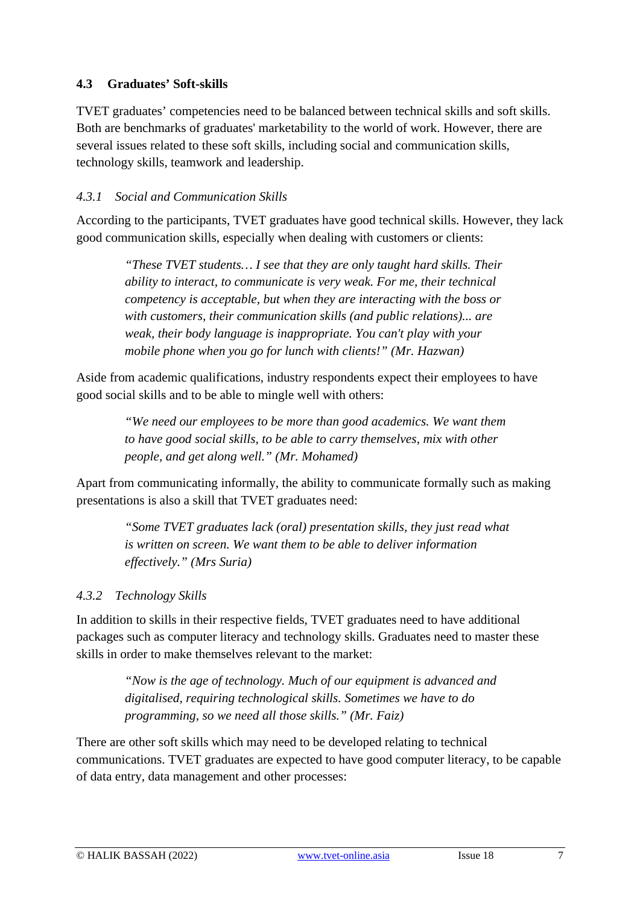### 4.3 Graduates' Soft-skills

TVET graduates' competencies need to be balanced between technical skills and soft skills. Both are benchmarks of graduates' marketability to the world of work. However, there are several issues related to these soft skills, including social and communication skills, technology skills, teamwork and leadership.

#### *4.3.1 Social and Communication Skills*

According to the participants, TVET graduates have good technical skills. However, they lack good communication skills, especially when dealing with customers or clients:

> *"These TVET students… I see that they are only taught hard skills. Their ability to interact, to communicate is very weak. For me, their technical competency is acceptable, but when they are interacting with the boss or with customers, their communication skills (and public relations)... are weak, their body language is inappropriate. You can't play with your mobile phone when you go for lunch with clients!" (Mr. Hazwan)*

Aside from academic qualifications, industry respondents expect their employees to have good social skills and to be able to mingle well with others:

> *"We need our employees to be more than good academics. We want them to have good social skills, to be able to carry themselves, mix with other people, and get along well." (Mr. Mohamed)*

Apart from communicating informally, the ability to communicate formally such as making presentations is also a skill that TVET graduates need:

> *"Some TVET graduates lack (oral) presentation skills, they just read what is written on screen. We want them to be able to deliver information effectively." (Mrs Suria)*

#### *4.3.2 Technology Skills*

In addition to skills in their respective fields, TVET graduates need to have additional packages such as computer literacy and technology skills. Graduates need to master these skills in order to make themselves relevant to the market:

> *"Now is the age of technology. Much of our equipment is advanced and digitalised, requiring technological skills. Sometimes we have to do programming, so we need all those skills." (Mr. Faiz)*

There are other soft skills which may need to be developed relating to technical communications. TVET graduates are expected to have good computer literacy, to be capable of data entry, data management and other processes: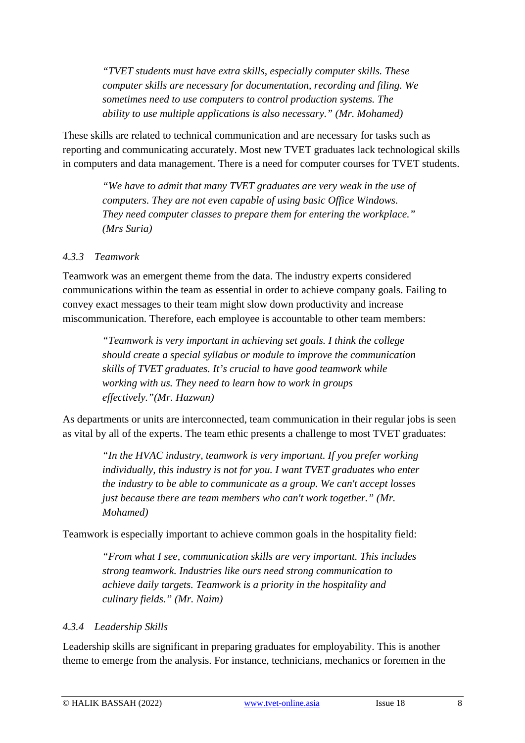> *"TVET students must have extra skills, especially computer skills. These computer skills are necessary for documentation, recording and filing. We sometimes need to use computers to control production systems. The ability to use multiple applications is also necessary." (Mr. Mohamed)*

These skills are related to technical communication and are necessary for tasks such as reporting and communicating accurately. Most new TVET graduates lack technological skills in computers and data management. There is a need for computer courses for TVET students.

> *"We have to admit that many TVET graduates are very weak in the use of computers. They are not even capable of using basic Office Windows. They need computer classes to prepare them for entering the workplace." (Mrs Suria)*

#### *4.3.3 Teamwork*

Teamwork was an emergent theme from the data. The industry experts considered communications within the team as essential in order to achieve company goals. Failing to convey exact messages to their team might slow down productivity and increase miscommunication. Therefore, each employee is accountable to other team members:

> *"Teamwork is very important in achieving set goals. I think the college should create a special syllabus or module to improve the communication skills of TVET graduates. It's crucial to have good teamwork while working with us. They need to learn how to work in groups effectively."(Mr. Hazwan)*

As departments or units are interconnected, team communication in their regular jobs is seen as vital by all of the experts. The team ethic presents a challenge to most TVET graduates:

> *"In the HVAC industry, teamwork is very important. If you prefer working individually, this industry is not for you. I want TVET graduates who enter the industry to be able to communicate as a group. We can't accept losses just because there are team members who can't work together." (Mr. Mohamed)*

Teamwork is especially important to achieve common goals in the hospitality field:

> *"From what I see, communication skills are very important. This includes strong teamwork. Industries like ours need strong communication to achieve daily targets. Teamwork is a priority in the hospitality and culinary fields." (Mr. Naim)*

#### *4.3.4 Leadership Skills*

Leadership skills are significant in preparing graduates for employability. This is another theme to emerge from the analysis. For instance, technicians, mechanics or foremen in the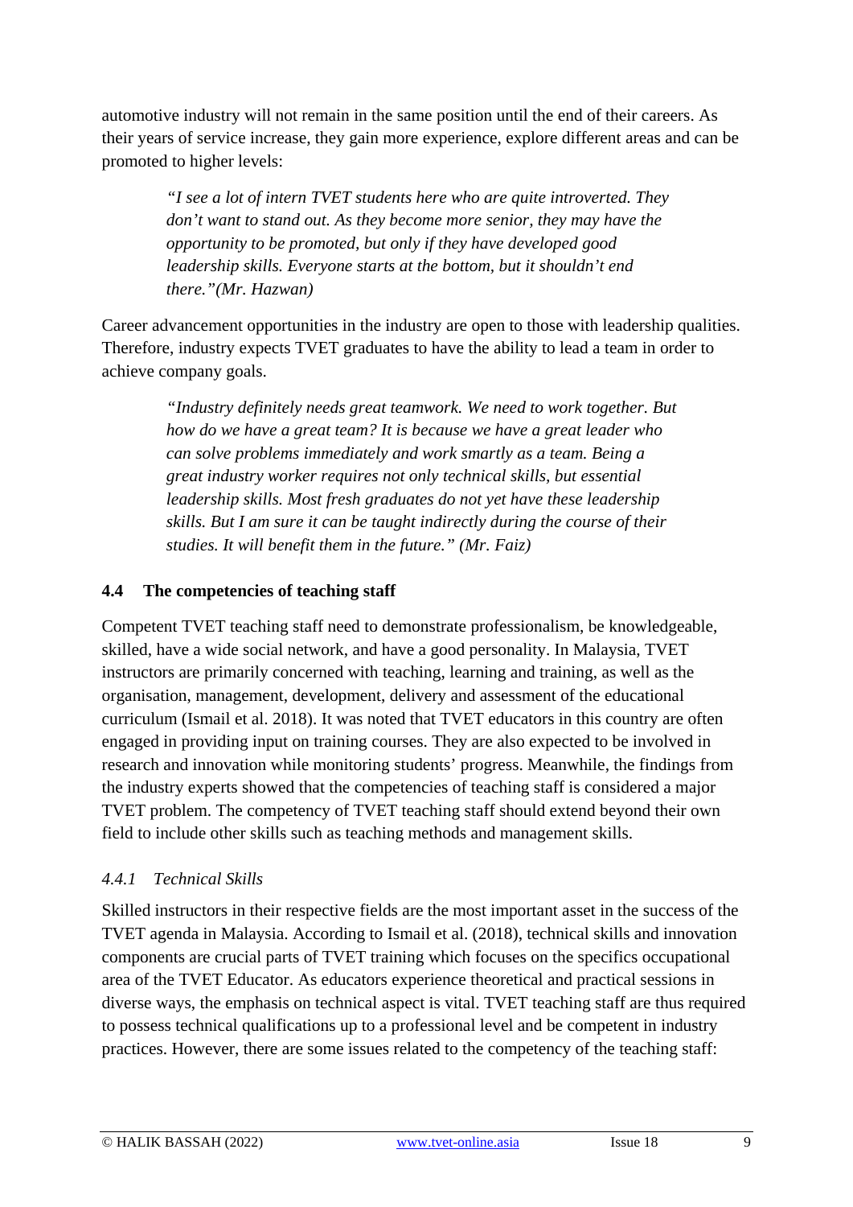automotive industry will not remain in the same position until the end of their careers. As their years of service increase, they gain more experience, explore different areas and can be promoted to higher levels:

> *"I see a lot of intern TVET students here who are quite introverted. They don't want to stand out. As they become more senior, they may have the opportunity to be promoted, but only if they have developed good leadership skills. Everyone starts at the bottom, but it shouldn't end there."(Mr. Hazwan)*

Career advancement opportunities in the industry are open to those with leadership qualities. Therefore, industry expects TVET graduates to have the ability to lead a team in order to achieve company goals.

> *"Industry definitely needs great teamwork. We need to work together. But how do we have a great team? It is because we have a great leader who can solve problems immediately and work smartly as a team. Being a great industry worker requires not only technical skills, but essential leadership skills. Most fresh graduates do not yet have these leadership skills. But I am sure it can be taught indirectly during the course of their studies. It will benefit them in the future." (Mr. Faiz)*

## 4.4 The competencies of teaching staff

Competent TVET teaching staff need to demonstrate professionalism, be knowledgeable, skilled, have a wide social network, and have a good personality. In Malaysia, TVET instructors are primarily concerned with teaching, learning and training, as well as the organisation, management, development, delivery and assessment of the educational curriculum (Ismail et al. 2018). It was noted that TVET educators in this country are often engaged in providing input on training courses. They are also expected to be involved in research and innovation while monitoring students' progress. Meanwhile, the findings from the industry experts showed that the competencies of teaching staff is considered a major TVET problem. The competency of TVET teaching staff should extend beyond their own field to include other skills such as teaching methods and management skills.

### *4.4.1 Technical Skills*

Skilled instructors in their respective fields are the most important asset in the success of the TVET agenda in Malaysia. According to Ismail et al. (2018), technical skills and innovation components are crucial parts of TVET training which focuses on the specifics occupational area of the TVET Educator. As educators experience theoretical and practical sessions in diverse ways, the emphasis on technical aspect is vital. TVET teaching staff are thus required to possess technical qualifications up to a professional level and be competent in industry practices. However, there are some issues related to the competency of the teaching staff: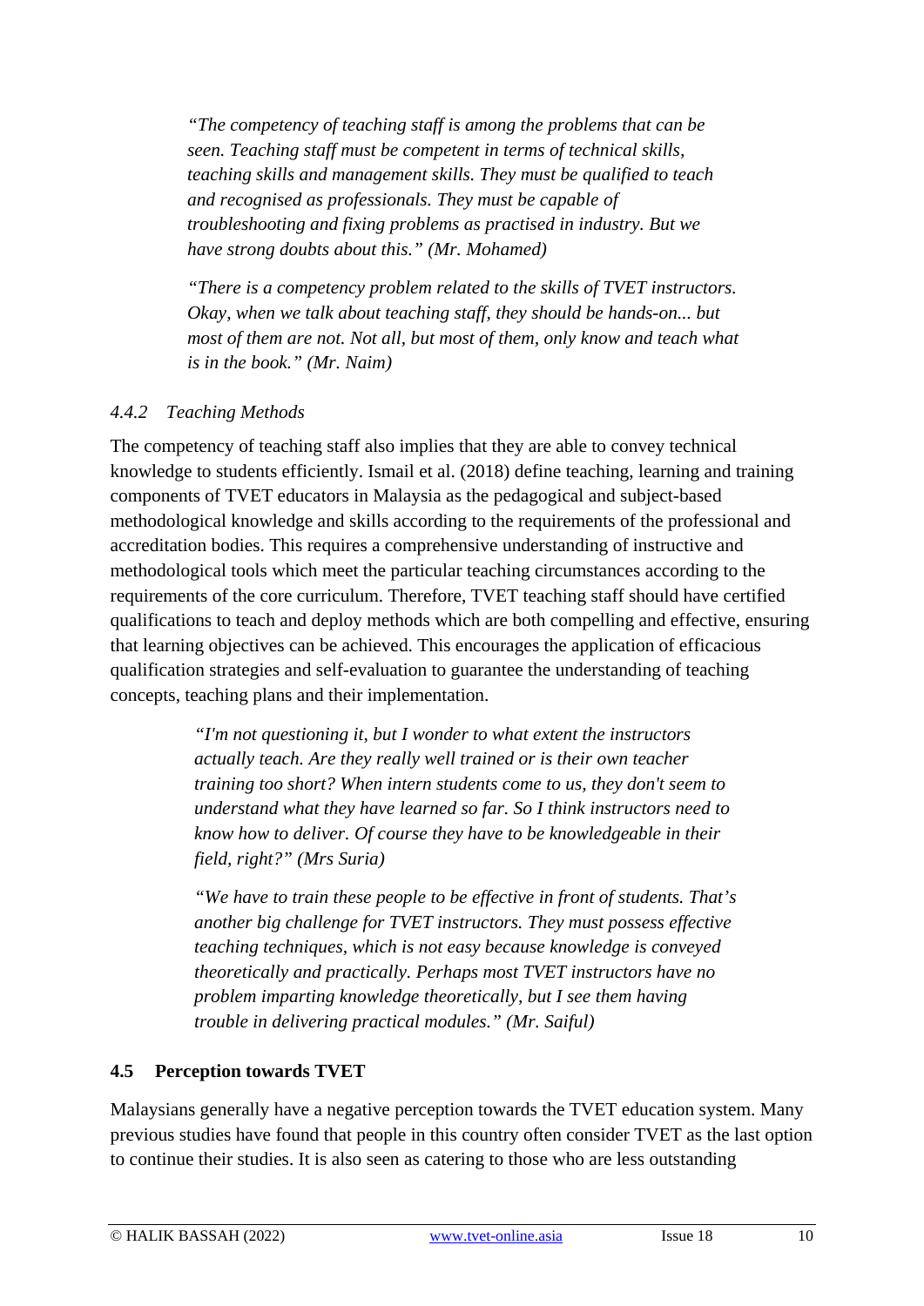> *"The competency of teaching staff is among the problems that can be seen. Teaching staff must be competent in terms of technical skills, teaching skills and management skills. They must be qualified to teach and recognised as professionals. They must be capable of troubleshooting and fixing problems as practised in industry. But we have strong doubts about this." (Mr. Mohamed)*

> *"There is a competency problem related to the skills of TVET instructors. Okay, when we talk about teaching staff, they should be hands-on... but most of them are not. Not all, but most of them, only know and teach what is in the book." (Mr. Naim)*

#### *4.4.2 Teaching Methods*

The competency of teaching staff also implies that they are able to convey technical knowledge to students efficiently. Ismail et al. (2018) define teaching, learning and training components of TVET educators in Malaysia as the pedagogical and subject-based methodological knowledge and skills according to the requirements of the professional and accreditation bodies. This requires a comprehensive understanding of instructive and methodological tools which meet the particular teaching circumstances according to the requirements of the core curriculum. Therefore, TVET teaching staff should have certified qualifications to teach and deploy methods which are both compelling and effective, ensuring that learning objectives can be achieved. This encourages the application of efficacious qualification strategies and self-evaluation to guarantee the understanding of teaching concepts, teaching plans and their implementation.

> *"I'm not questioning it, but I wonder to what extent the instructors actually teach. Are they really well trained or is their own teacher training too short? When intern students come to us, they don't seem to understand what they have learned so far. So I think instructors need to know how to deliver. Of course they have to be knowledgeable in their field, right?" (Mrs Suria)*

> *"We have to train these people to be effective in front of students. That's another big challenge for TVET instructors. They must possess effective teaching techniques, which is not easy because knowledge is conveyed theoretically and practically. Perhaps most TVET instructors have no problem imparting knowledge theoretically, but I see them having trouble in delivering practical modules." (Mr. Saiful)*

### 4.5 Perception towards TVET

Malaysians generally have a negative perception towards the TVET education system. Many previous studies have found that people in this country often consider TVET as the last option to continue their studies. It is also seen as catering to those who are less outstanding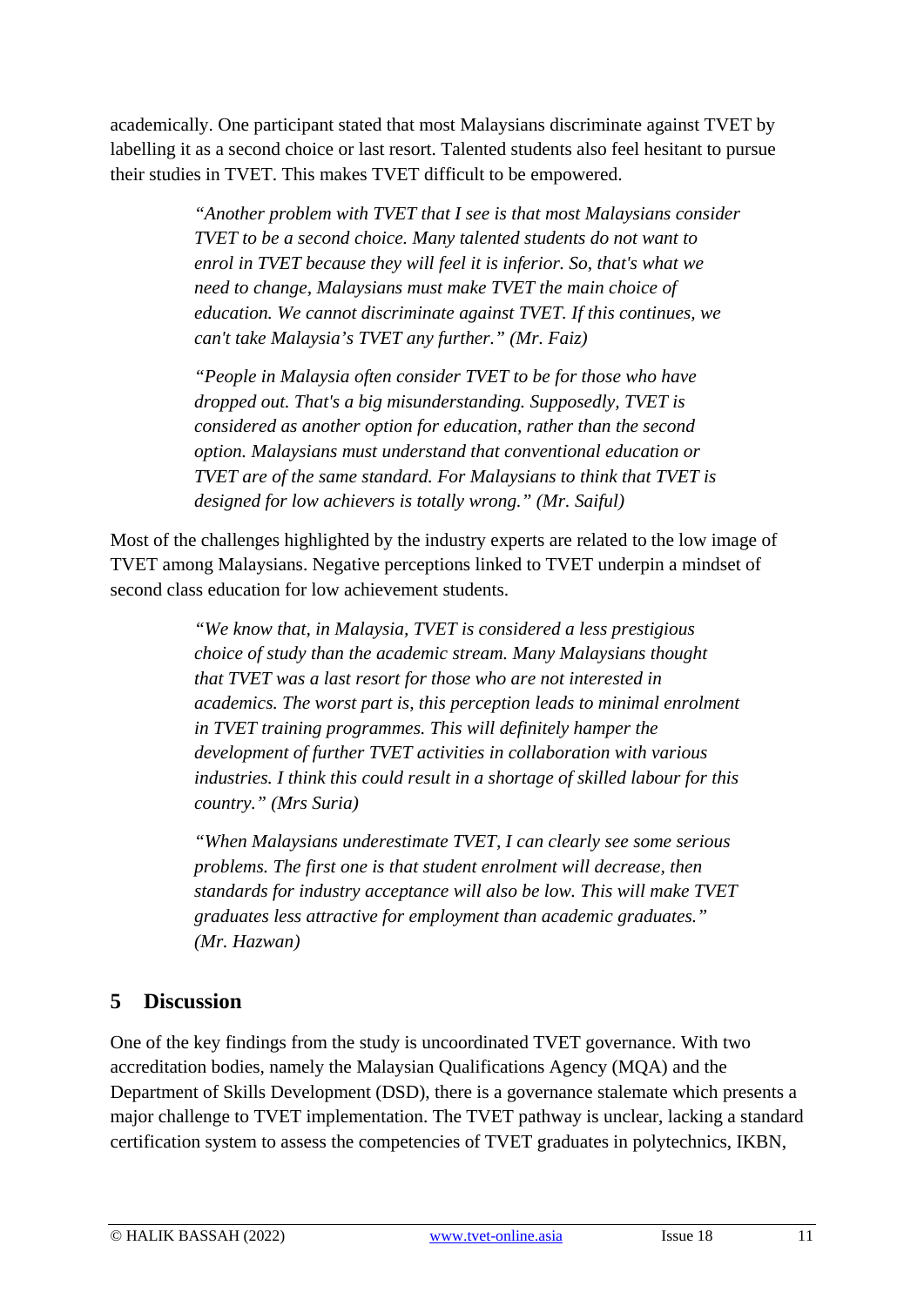academically. One participant stated that most Malaysians discriminate against TVET by labelling it as a second choice or last resort. Talented students also feel hesitant to pursue their studies in TVET. This makes TVET difficult to be empowered.

> *"Another problem with TVET that I see is that most Malaysians consider TVET to be a second choice. Many talented students do not want to enrol in TVET because they will feel it is inferior. So, that's what we need to change, Malaysians must make TVET the main choice of education. We cannot discriminate against TVET. If this continues, we can't take Malaysia's TVET any further." (Mr. Faiz)*

> *"People in Malaysia often consider TVET to be for those who have dropped out. That's a big misunderstanding. Supposedly, TVET is considered as another option for education, rather than the second option. Malaysians must understand that conventional education or TVET are of the same standard. For Malaysians to think that TVET is designed for low achievers is totally wrong." (Mr. Saiful)*

Most of the challenges highlighted by the industry experts are related to the low image of TVET among Malaysians. Negative perceptions linked to TVET underpin a mindset of second class education for low achievement students.

> *"We know that, in Malaysia, TVET is considered a less prestigious choice of study than the academic stream. Many Malaysians thought that TVET was a last resort for those who are not interested in academics. The worst part is, this perception leads to minimal enrolment in TVET training programmes. This will definitely hamper the development of further TVET activities in collaboration with various industries. I think this could result in a shortage of skilled labour for this country." (Mrs Suria)*

> *"When Malaysians underestimate TVET, I can clearly see some serious problems. The first one is that student enrolment will decrease, then standards for industry acceptance will also be low. This will make TVET graduates less attractive for employment than academic graduates." (Mr. Hazwan)*

## 5 Discussion

One of the key findings from the study is uncoordinated TVET governance. With two accreditation bodies, namely the Malaysian Qualifications Agency (MQA) and the Department of Skills Development (DSD), there is a governance stalemate which presents a major challenge to TVET implementation. The TVET pathway is unclear, lacking a standard certification system to assess the competencies of TVET graduates in polytechnics, IKBN,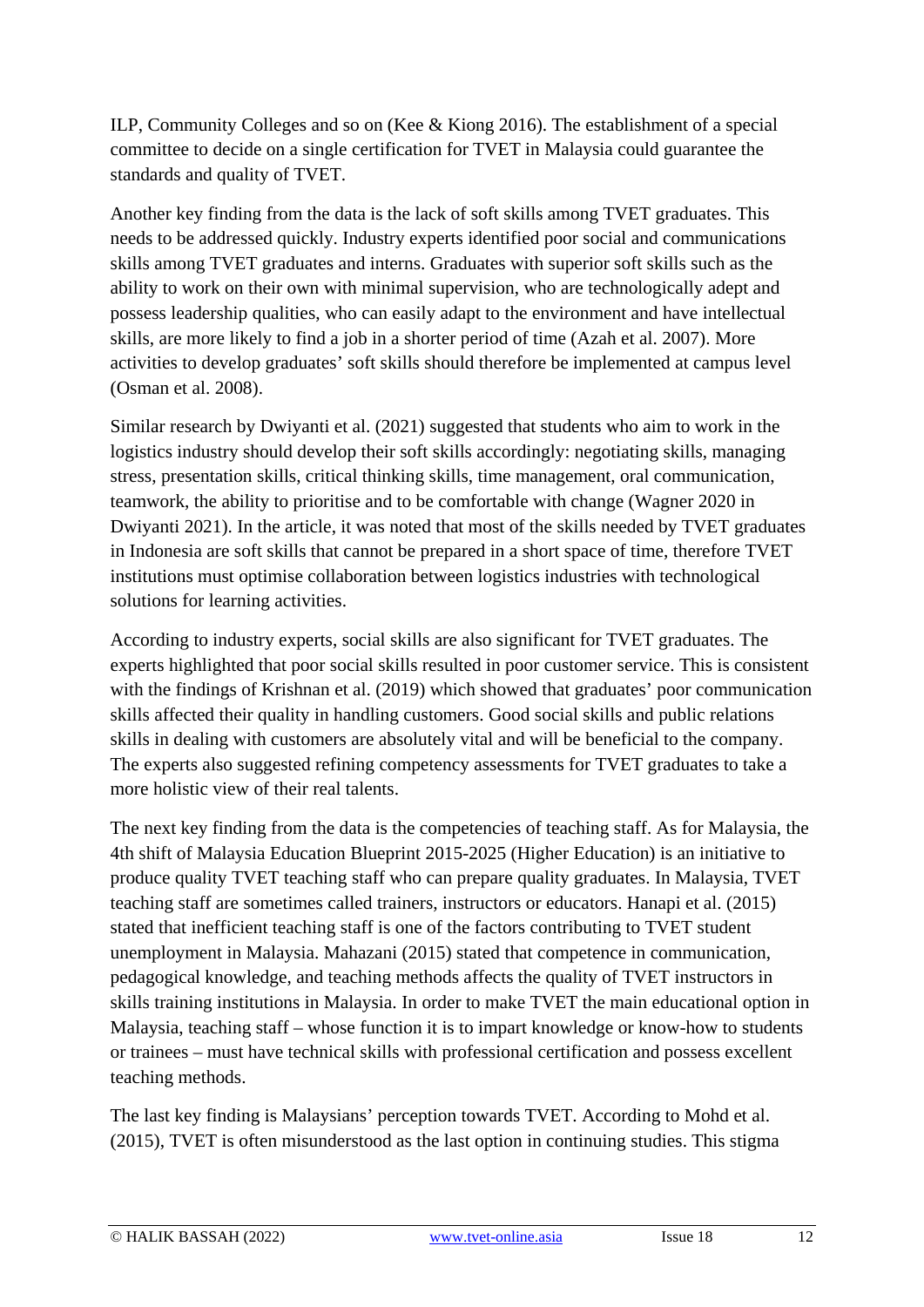ILP, Community Colleges and so on (Kee & Kiong 2016). The establishment of a special committee to decide on a single certification for TVET in Malaysia could guarantee the standards and quality of TVET.

Another key finding from the data is the lack of soft skills among TVET graduates. This needs to be addressed quickly. Industry experts identified poor social and communications skills among TVET graduates and interns. Graduates with superior soft skills such as the ability to work on their own with minimal supervision, who are technologically adept and possess leadership qualities, who can easily adapt to the environment and have intellectual skills, are more likely to find a job in a shorter period of time (Azah et al. 2007). More activities to develop graduates' soft skills should therefore be implemented at campus level (Osman et al. 2008).

Similar research by Dwiyanti et al. (2021) suggested that students who aim to work in the logistics industry should develop their soft skills accordingly: negotiating skills, managing stress, presentation skills, critical thinking skills, time management, oral communication, teamwork, the ability to prioritise and to be comfortable with change (Wagner 2020 in Dwiyanti 2021). In the article, it was noted that most of the skills needed by TVET graduates in Indonesia are soft skills that cannot be prepared in a short space of time, therefore TVET institutions must optimise collaboration between logistics industries with technological solutions for learning activities.

According to industry experts, social skills are also significant for TVET graduates. The experts highlighted that poor social skills resulted in poor customer service. This is consistent with the findings of Krishnan et al. (2019) which showed that graduates' poor communication skills affected their quality in handling customers. Good social skills and public relations skills in dealing with customers are absolutely vital and will be beneficial to the company. The experts also suggested refining competency assessments for TVET graduates to take a more holistic view of their real talents.

The next key finding from the data is the competencies of teaching staff. As for Malaysia, the 4th shift of Malaysia Education Blueprint 2015-2025 (Higher Education) is an initiative to produce quality TVET teaching staff who can prepare quality graduates. In Malaysia, TVET teaching staff are sometimes called trainers, instructors or educators. Hanapi et al. (2015) stated that inefficient teaching staff is one of the factors contributing to TVET student unemployment in Malaysia. Mahazani (2015) stated that competence in communication, pedagogical knowledge, and teaching methods affects the quality of TVET instructors in skills training institutions in Malaysia. In order to make TVET the main educational option in Malaysia, teaching staff – whose function it is to impart knowledge or know-how to students or trainees – must have technical skills with professional certification and possess excellent teaching methods.

The last key finding is Malaysians' perception towards TVET. According to Mohd et al. (2015), TVET is often misunderstood as the last option in continuing studies. This stigma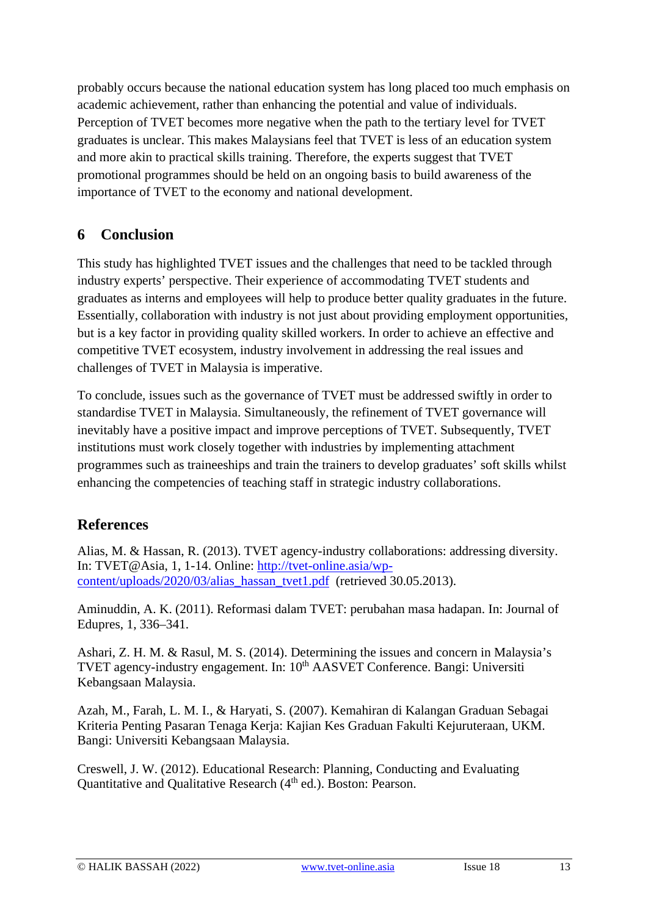probably occurs because the national education system has long placed too much emphasis on academic achievement, rather than enhancing the potential and value of individuals. Perception of TVET becomes more negative when the path to the tertiary level for TVET graduates is unclear. This makes Malaysians feel that TVET is less of an education system and more akin to practical skills training. Therefore, the experts suggest that TVET promotional programmes should be held on an ongoing basis to build awareness of the importance of TVET to the economy and national development.

## 6 Conclusion

This study has highlighted TVET issues and the challenges that need to be tackled through industry experts' perspective. Their experience of accommodating TVET students and graduates as interns and employees will help to produce better quality graduates in the future. Essentially, collaboration with industry is not just about providing employment opportunities, but is a key factor in providing quality skilled workers. In order to achieve an effective and competitive TVET ecosystem, industry involvement in addressing the real issues and challenges of TVET in Malaysia is imperative.

To conclude, issues such as the governance of TVET must be addressed swiftly in order to standardise TVET in Malaysia. Simultaneously, the refinement of TVET governance will inevitably have a positive impact and improve perceptions of TVET. Subsequently, TVET institutions must work closely together with industries by implementing attachment programmes such as traineeships and train the trainers to develop graduates' soft skills whilst enhancing the competencies of teaching staff in strategic industry collaborations.

## References

Alias, M. & Hassan, R. (2013). TVET agency-industry collaborations: addressing diversity. In: TVET@Asia, 1, 1-14. Online: [http://tvet-online.asia/wp-content/uploads/2020/03/alias_hassan_tvet1.pdf](http://tvet-online.asia/wp-content/uploads/2020/03/alias_hassan_tvet1.pdf) (retrieved 30.05.2013).

Aminuddin, A. K. (2011). Reformasi dalam TVET: perubahan masa hadapan. In: Journal of Edupres, 1, 336–341.

Ashari, Z. H. M. & Rasul, M. S. (2014). Determining the issues and concern in Malaysia's TVET agency-industry engagement. In: 10th AASVET Conference. Bangi: Universiti Kebangsaan Malaysia.

Azah, M., Farah, L. M. I., & Haryati, S. (2007). Kemahiran di Kalangan Graduan Sebagai Kriteria Penting Pasaran Tenaga Kerja: Kajian Kes Graduan Fakulti Kejuruteraan, UKM. Bangi: Universiti Kebangsaan Malaysia.

Creswell, J. W. (2012). Educational Research: Planning, Conducting and Evaluating Quantitative and Qualitative Research (4th ed.). Boston: Pearson.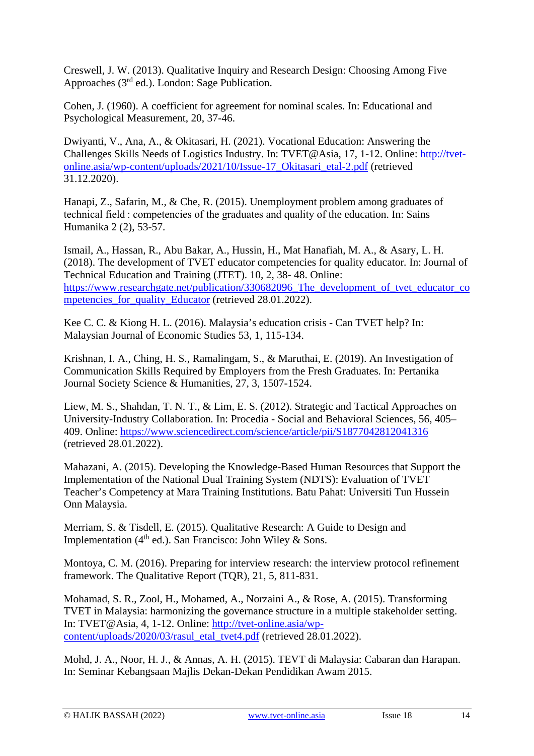Creswell, J. W. (2013). Qualitative Inquiry and Research Design: Choosing Among Five Approaches (3rd ed.). London: Sage Publication.

Cohen, J. (1960). A coefficient for agreement for nominal scales. In: Educational and Psychological Measurement, 20, 37-46.

Dwiyanti, V., Ana, A., & Okitasari, H. (2021). Vocational Education: Answering the Challenges Skills Needs of Logistics Industry. In: TVET@Asia, 17, 1-12. Online: http://tvet-online.asia/wp-content/uploads/2021/10/Issue-17_Okitasari_etal-2.pdf (retrieved 31.12.2020).

Hanapi, Z., Safarin, M., & Che, R. (2015). Unemployment problem among graduates of technical field : competencies of the graduates and quality of the education. In: Sains Humanika 2 (2), 53-57.

Ismail, A., Hassan, R., Abu Bakar, A., Hussin, H., Mat Hanafiah, M. A., & Asary, L. H. (2018). The development of TVET educator competencies for quality educator. In: Journal of Technical Education and Training (JTET). 10, 2, 38- 48. Online: https://www.researchgate.net/publication/330682096_The_development_of_tvet_educator_competencies_for_quality_Educator (retrieved 28.01.2022).

Kee C. C. & Kiong H. L. (2016). Malaysia's education crisis - Can TVET help? In: Malaysian Journal of Economic Studies 53, 1, 115-134.

Krishnan, I. A., Ching, H. S., Ramalingam, S., & Maruthai, E. (2019). An Investigation of Communication Skills Required by Employers from the Fresh Graduates. In: Pertanika Journal Society Science & Humanities, 27, 3, 1507-1524.

Liew, M. S., Shahdan, T. N. T., & Lim, E. S. (2012). Strategic and Tactical Approaches on University-Industry Collaboration. In: Procedia - Social and Behavioral Sciences, 56, 405–409. Online: https://www.sciencedirect.com/science/article/pii/S1877042812041316 (retrieved 28.01.2022).

Mahazani, A. (2015). Developing the Knowledge-Based Human Resources that Support the Implementation of the National Dual Training System (NDTS): Evaluation of TVET Teacher's Competency at Mara Training Institutions. Batu Pahat: Universiti Tun Hussein Onn Malaysia.

Merriam, S. & Tisdell, E. (2015). Qualitative Research: A Guide to Design and Implementation (4th ed.). San Francisco: John Wiley & Sons.

Montoya, C. M. (2016). Preparing for interview research: the interview protocol refinement framework. The Qualitative Report (TQR), 21, 5, 811-831.

Mohamad, S. R., Zool, H., Mohamed, A., Norzaini A., & Rose, A. (2015). Transforming TVET in Malaysia: harmonizing the governance structure in a multiple stakeholder setting. In: TVET@Asia, 4, 1-12. Online: http://tvet-online.asia/wp-content/uploads/2020/03/rasul_etal_tvet4.pdf (retrieved 28.01.2022).

Mohd, J. A., Noor, H. J., & Annas, A. H. (2015). TEVT di Malaysia: Cabaran dan Harapan. In: Seminar Kebangsaan Majlis Dekan-Dekan Pendidikan Awam 2015.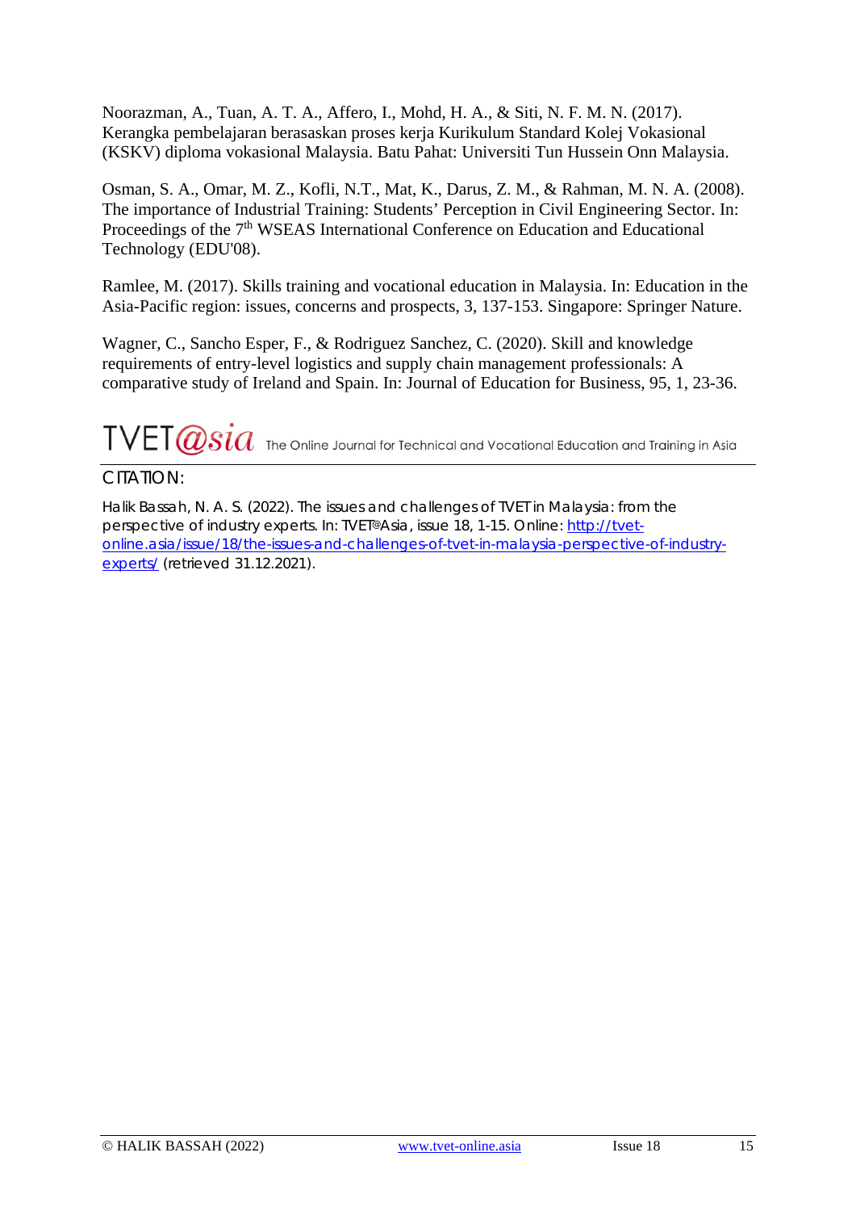Noorazman, A., Tuan, A. T. A., Affero, I., Mohd, H. A., & Siti, N. F. M. N. (2017). Kerangka pembelajaran berasaskan proses kerja Kurikulum Standard Kolej Vokasional (KSKV) diploma vokasional Malaysia. Batu Pahat: Universiti Tun Hussein Onn Malaysia.

Osman, S. A., Omar, M. Z., Kofli, N.T., Mat, K., Darus, Z. M., & Rahman, M. N. A. (2008). The importance of Industrial Training: Students' Perception in Civil Engineering Sector. In: Proceedings of the 7th WSEAS International Conference on Education and Educational Technology (EDU'08).

Ramlee, M. (2017). Skills training and vocational education in Malaysia. In: Education in the Asia-Pacific region: issues, concerns and prospects, 3, 137-153. Singapore: Springer Nature.

Wagner, C., Sancho Esper, F., & Rodriguez Sanchez, C. (2020). Skill and knowledge requirements of entry-level logistics and supply chain management professionals: A comparative study of Ireland and Spain. In: Journal of Education for Business, 95, 1, 23-36.

TVET@sia The Online Journal for Technical and Vocational Education and Training in Asia

CITATION:

Halik Bassah, N. A. S. (2022). The issues and challenges of TVET in Malaysia: from the perspective of industry experts. In: TVET@Asia, issue 18, 1-15. Online: http://tvet-online.asia/issue/18/the-issues-and-challenges-of-tvet-in-malaysia-perspective-of-industry-experts/ (retrieved 31.12.2021).